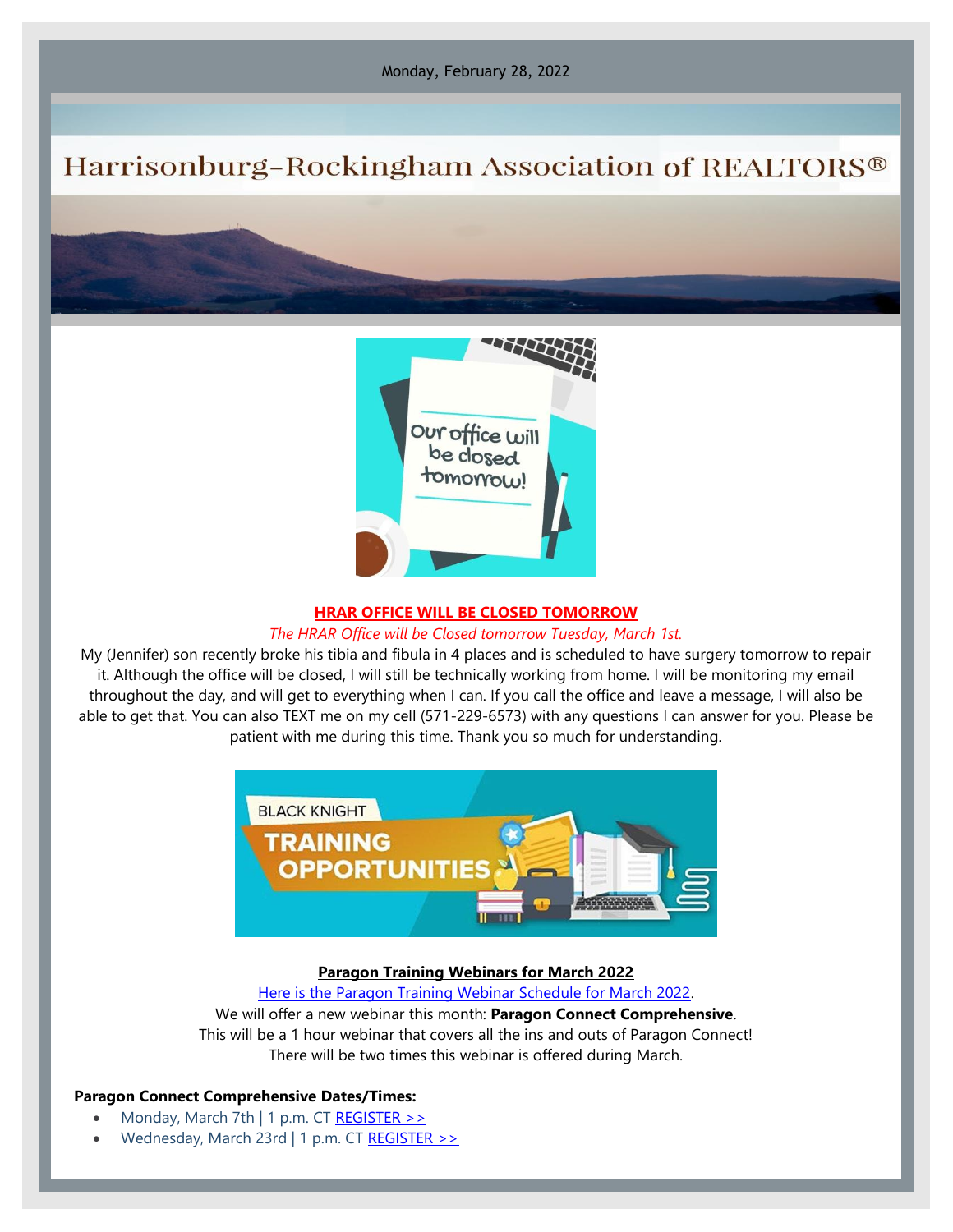Monday, February 28, 2022

# Harrisonburg-Rockingham Association of REALTORS®

Our office will be closed tomorrow!

## HRAR OFFICE WILL BE CLOSED TOMORROW

*The HRAR Office will be Closed tomorrow Tuesday, March 1st.*

My (Jennifer) son recently broke his tibia and fibula in 4 places and is scheduled to have surgery tomorrow to repair it. Although the office will be closed, I will still be technically working from home. I will be monitoring my email throughout the day, and will get to everything when I can. If you call the office and leave a message, I will also be able to get that. You can also TEXT me on my cell (571-229-6573) with any questions I can answer for you. Please be patient with me during this time. Thank you so much for understanding.

BLACK KNIGHT TRAINING OPPORTUNITIES

## Paragon Training Webinars for March 2022

Here is the Paragon Training Webinar Schedule for March 2022.

We will offer a new webinar this month: **Paragon Connect Comprehensive**.

This will be a 1 hour webinar that covers all the ins and outs of Paragon Connect!

There will be two times this webinar is offered during March.

**Paragon Connect Comprehensive Dates/Times:**

- Monday, March 7th | 1 p.m. CT REGISTER >>
- Wednesday, March 23rd | 1 p.m. CT REGISTER >>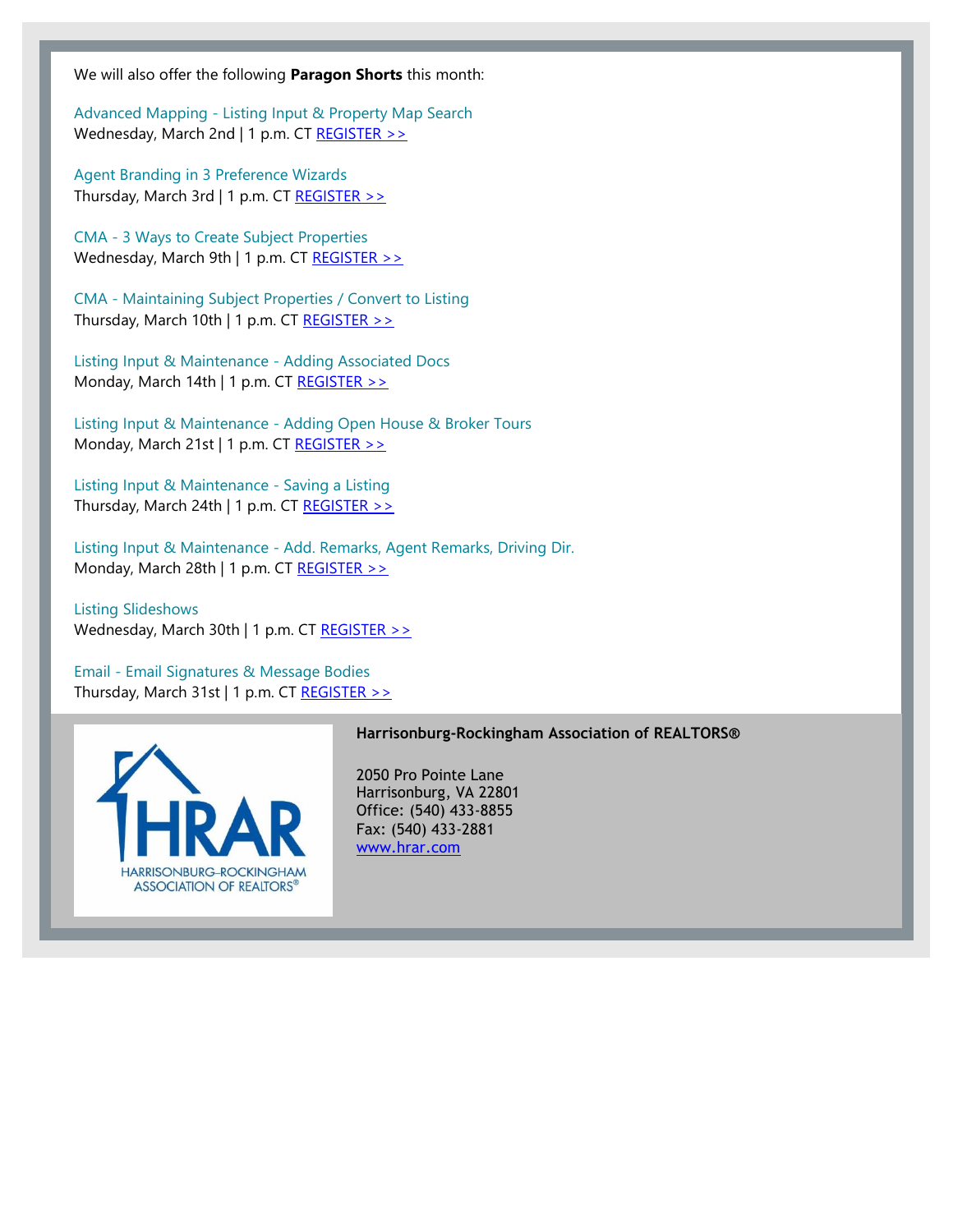We will also offer the following **Paragon Shorts** this month:

Advanced Mapping - Listing Input & Property Map Search
Wednesday, March 2nd | 1 p.m. CT [REGISTER >>]

Agent Branding in 3 Preference Wizards
Thursday, March 3rd | 1 p.m. CT [REGISTER >>]

CMA - 3 Ways to Create Subject Properties
Wednesday, March 9th | 1 p.m. CT [REGISTER >>]

CMA - Maintaining Subject Properties / Convert to Listing
Thursday, March 10th | 1 p.m. CT [REGISTER >>]

Listing Input & Maintenance - Adding Associated Docs
Monday, March 14th | 1 p.m. CT [REGISTER >>]

Listing Input & Maintenance - Adding Open House & Broker Tours
Monday, March 21st | 1 p.m. CT [REGISTER >>]

Listing Input & Maintenance - Saving a Listing
Thursday, March 24th | 1 p.m. CT [REGISTER >>]

Listing Input & Maintenance - Add. Remarks, Agent Remarks, Driving Dir.
Monday, March 28th | 1 p.m. CT [REGISTER >>]

Listing Slideshows
Wednesday, March 30th | 1 p.m. CT [REGISTER >>]

Email - Email Signatures & Message Bodies
Thursday, March 31st | 1 p.m. CT [REGISTER >>]

HRAR
HARRISONBURG-ROCKINGHAM ASSOCIATION OF REALTORS®

**Harrisonburg-Rockingham Association of REALTORS®**

2050 Pro Pointe Lane
Harrisonburg, VA 22801
Office: (540) 433-8855
Fax: (540) 433-2881
www.hrar.com